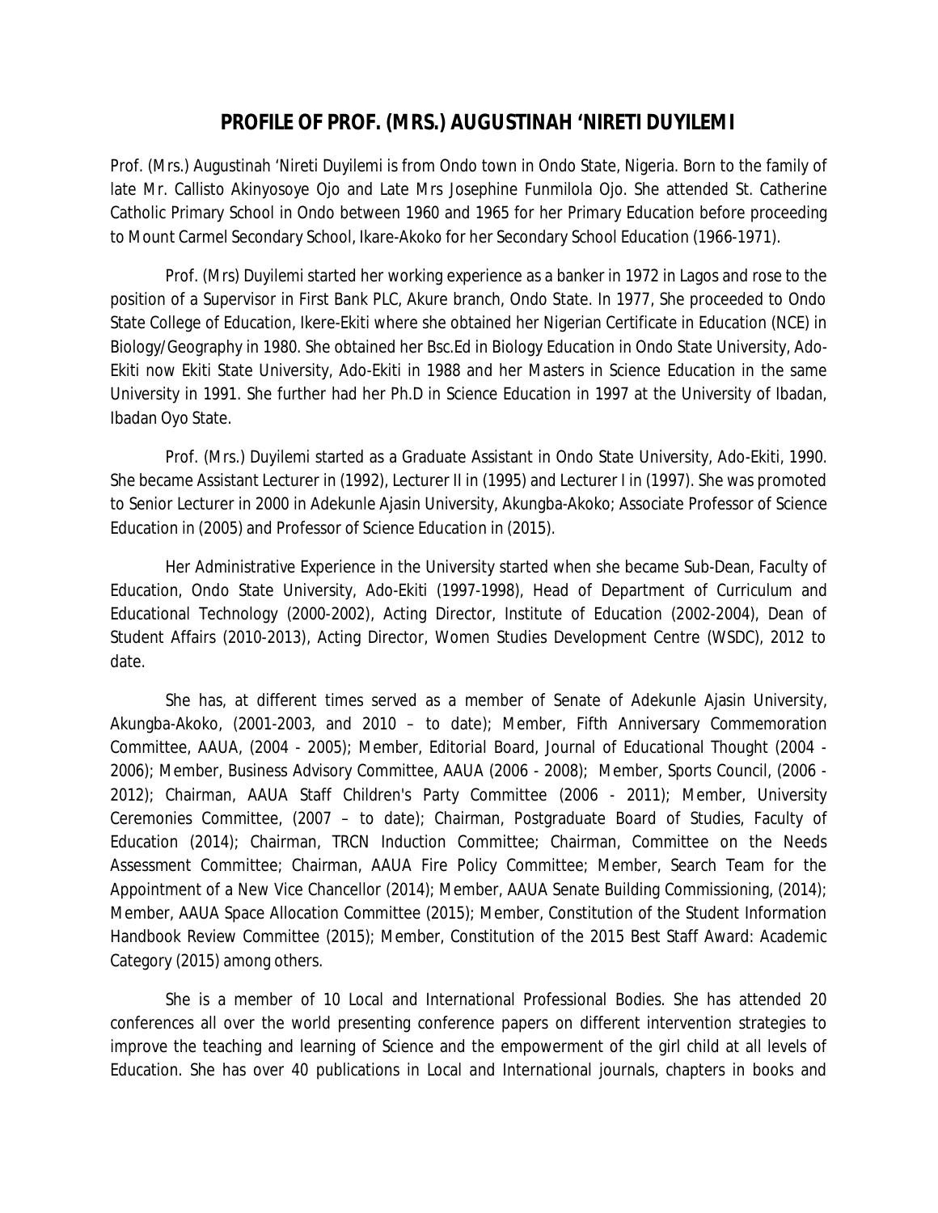# PROFILE OF PROF. (MRS.) AUGUSTINAH 'NIRETI DUYILEMI

Prof. (Mrs.) Augustinah 'Nireti Duyilemi is from Ondo town in Ondo State, Nigeria. Born to the family of late Mr. Callisto Akinyosoye Ojo and Late Mrs Josephine Funmilola Ojo. She attended St. Catherine Catholic Primary School in Ondo between 1960 and 1965 for her Primary Education before proceeding to Mount Carmel Secondary School, Ikare-Akoko for her Secondary School Education (1966-1971).

Prof. (Mrs) Duyilemi started her working experience as a banker in 1972 in Lagos and rose to the position of a Supervisor in First Bank PLC, Akure branch, Ondo State. In 1977, She proceeded to Ondo State College of Education, Ikere-Ekiti where she obtained her Nigerian Certificate in Education (NCE) in Biology/Geography in 1980. She obtained her Bsc.Ed in Biology Education in Ondo State University, Ado-Ekiti now Ekiti State University, Ado-Ekiti in 1988 and her Masters in Science Education in the same University in 1991. She further had her Ph.D in Science Education in 1997 at the University of Ibadan, Ibadan Oyo State.

Prof. (Mrs.) Duyilemi started as a Graduate Assistant in Ondo State University, Ado-Ekiti, 1990. She became Assistant Lecturer in (1992), Lecturer II in (1995) and Lecturer I in (1997). She was promoted to Senior Lecturer in 2000 in Adekunle Ajasin University, Akungba-Akoko; Associate Professor of Science Education in (2005) and Professor of Science Education in (2015).

Her Administrative Experience in the University started when she became Sub-Dean, Faculty of Education, Ondo State University, Ado-Ekiti (1997-1998), Head of Department of Curriculum and Educational Technology (2000-2002), Acting Director, Institute of Education (2002-2004), Dean of Student Affairs (2010-2013), Acting Director, Women Studies Development Centre (WSDC), 2012 to date.

She has, at different times served as a member of Senate of Adekunle Ajasin University, Akungba-Akoko, (2001-2003, and 2010 – to date); Member, Fifth Anniversary Commemoration Committee, AAUA, (2004 - 2005); Member, Editorial Board, Journal of Educational Thought (2004 - 2006); Member, Business Advisory Committee, AAUA (2006 - 2008); Member, Sports Council, (2006 - 2012); Chairman, AAUA Staff Children's Party Committee (2006 - 2011); Member, University Ceremonies Committee, (2007 – to date); Chairman, Postgraduate Board of Studies, Faculty of Education (2014); Chairman, TRCN Induction Committee; Chairman, Committee on the Needs Assessment Committee; Chairman, AAUA Fire Policy Committee; Member, Search Team for the Appointment of a New Vice Chancellor (2014); Member, AAUA Senate Building Commissioning, (2014); Member, AAUA Space Allocation Committee (2015); Member, Constitution of the Student Information Handbook Review Committee (2015); Member, Constitution of the 2015 Best Staff Award: Academic Category (2015) among others.

She is a member of 10 Local and International Professional Bodies. She has attended 20 conferences all over the world presenting conference papers on different intervention strategies to improve the teaching and learning of Science and the empowerment of the girl child at all levels of Education. She has over 40 publications in Local and International journals, chapters in books and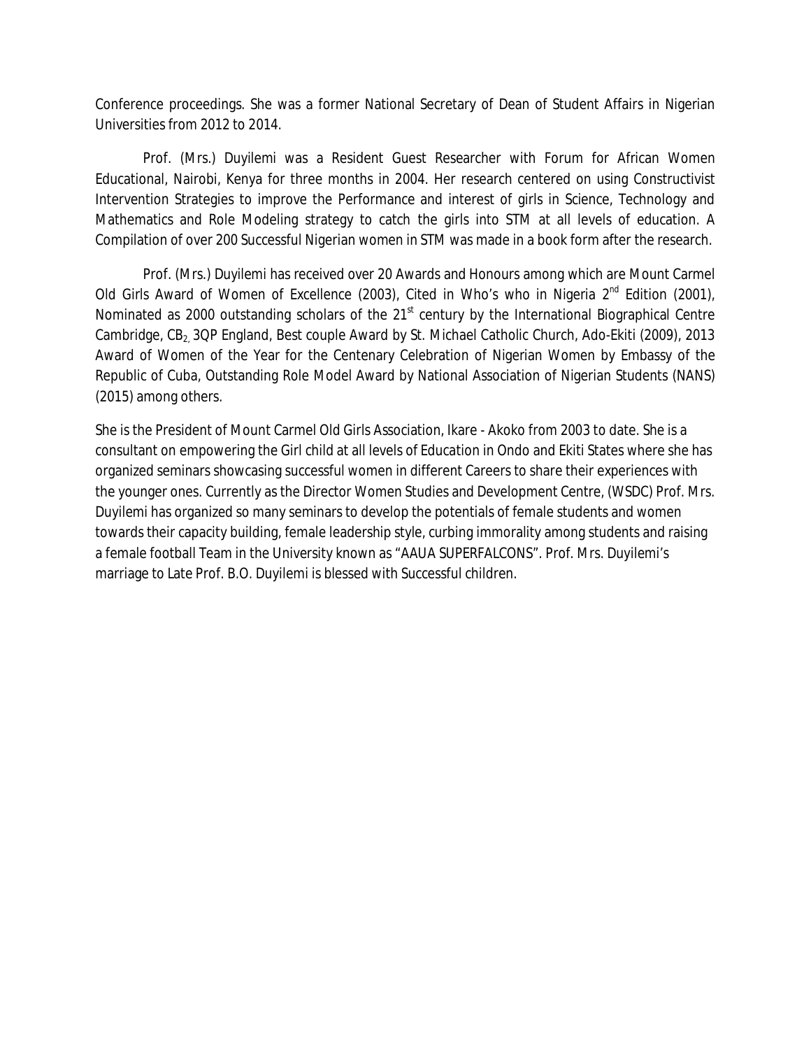Conference proceedings. She was a former National Secretary of Dean of Student Affairs in Nigerian Universities from 2012 to 2014.

Prof. (Mrs.) Duyilemi was a Resident Guest Researcher with Forum for African Women Educational, Nairobi, Kenya for three months in 2004. Her research centered on using Constructivist Intervention Strategies to improve the Performance and interest of girls in Science, Technology and Mathematics and Role Modeling strategy to catch the girls into STM at all levels of education. A Compilation of over 200 Successful Nigerian women in STM was made in a book form after the research.

Prof. (Mrs.) Duyilemi has received over 20 Awards and Honours among which are Mount Carmel Old Girls Award of Women of Excellence (2003), Cited in Who's who in Nigeria 2nd Edition (2001), Nominated as 2000 outstanding scholars of the 21st century by the International Biographical Centre Cambridge, $CB_{2,}$ 3QP England, Best couple Award by St. Michael Catholic Church, Ado-Ekiti (2009), 2013 Award of Women of the Year for the Centenary Celebration of Nigerian Women by Embassy of the Republic of Cuba, Outstanding Role Model Award by National Association of Nigerian Students (NANS) (2015) among others.

She is the President of Mount Carmel Old Girls Association, Ikare - Akoko from 2003 to date. She is a consultant on empowering the Girl child at all levels of Education in Ondo and Ekiti States where she has organized seminars showcasing successful women in different Careers to share their experiences with the younger ones. Currently as the Director Women Studies and Development Centre, (WSDC) Prof. Mrs. Duyilemi has organized so many seminars to develop the potentials of female students and women towards their capacity building, female leadership style, curbing immorality among students and raising a female football Team in the University known as "AAUA SUPERFALCONS". Prof. Mrs. Duyilemi's marriage to Late Prof. B.O. Duyilemi is blessed with Successful children.